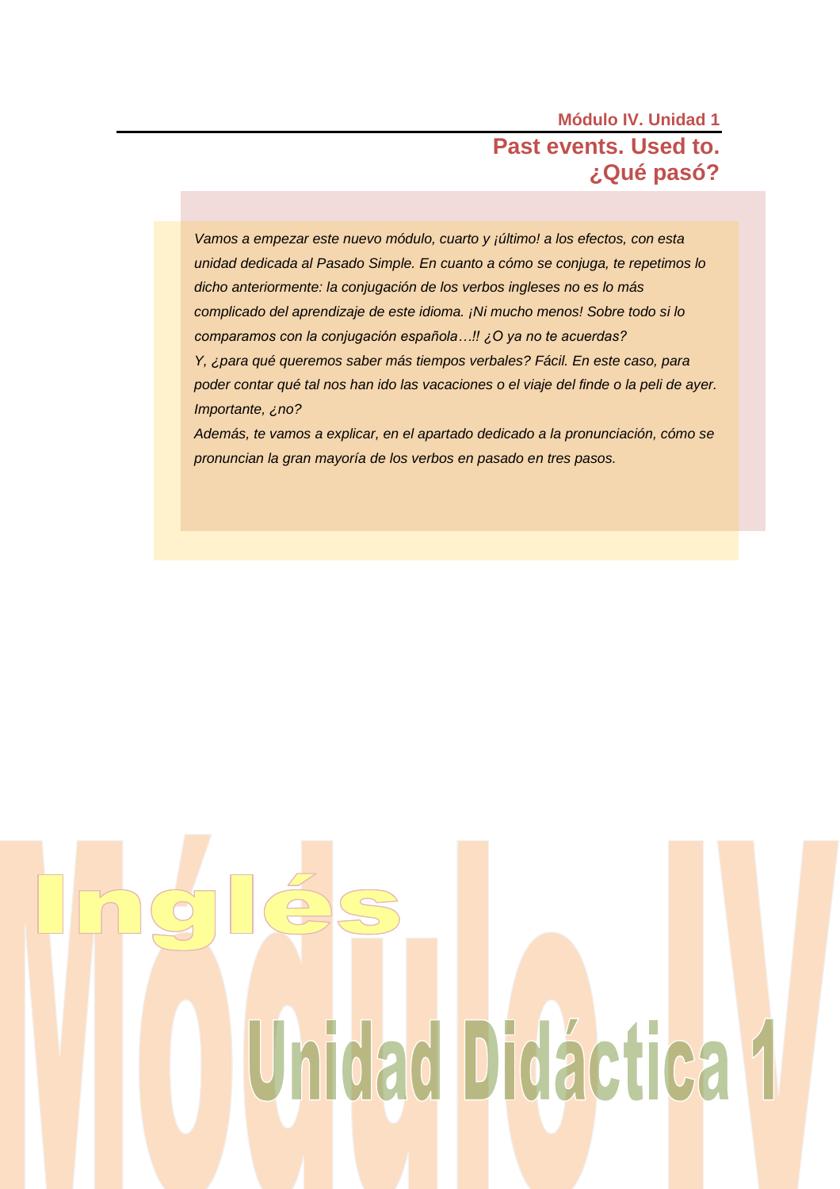**Módulo IV. Unidad 1**

# Past events. Used to. ¿Qué pasó?

*Vamos a empezar este nuevo módulo, cuarto y ¡último! a los efectos, con esta unidad dedicada al Pasado Simple. En cuanto a cómo se conjuga, te repetimos lo dicho anteriormente: la conjugación de los verbos ingleses no es lo más complicado del aprendizaje de este idioma. ¡Ni mucho menos! Sobre todo si lo comparamos con la conjugación española…!! ¿O ya no te acuerdas?*

*Y, ¿para qué queremos saber más tiempos verbales? Fácil. En este caso, para poder contar qué tal nos han ido las vacaciones o el viaje del finde o la peli de ayer. Importante, ¿no?*

*Además, te vamos a explicar, en el apartado dedicado a la pronunciación, cómo se pronuncian la gran mayoría de los verbos en pasado en tres pasos.*

Inglés

Módulo IV

Unidad Didáctica 1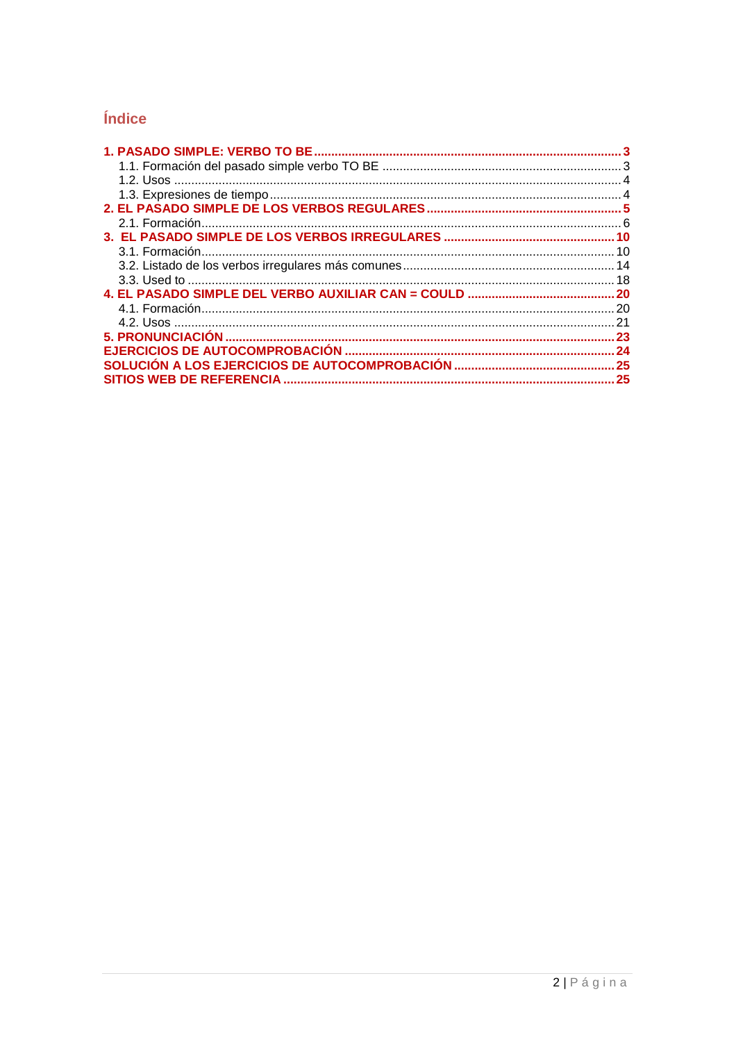# Índice

**1. PASADO SIMPLE: VERBO TO BE** .... 3
- 1.1. Formación del pasado simple verbo TO BE .... 3
- 1.2. Usos .... 4
- 1.3. Expresiones de tiempo .... 4

**2. EL PASADO SIMPLE DE LOS VERBOS REGULARES** .... 5
- 2.1. Formación .... 6

**3. EL PASADO SIMPLE DE LOS VERBOS IRREGULARES** .... 10
- 3.1. Formación .... 10
- 3.2. Listado de los verbos irregulares más comunes .... 14
- 3.3. Used to .... 18

**4. EL PASADO SIMPLE DEL VERBO AUXILIAR CAN = COULD** .... 20
- 4.1. Formación .... 20
- 4.2. Usos .... 21

**5. PRONUNCIACIÓN** .... 23

**EJERCICIOS DE AUTOCOMPROBACIÓN** .... 24

**SOLUCIÓN A LOS EJERCICIOS DE AUTOCOMPROBACIÓN** .... 25

**SITIOS WEB DE REFERENCIA** .... 25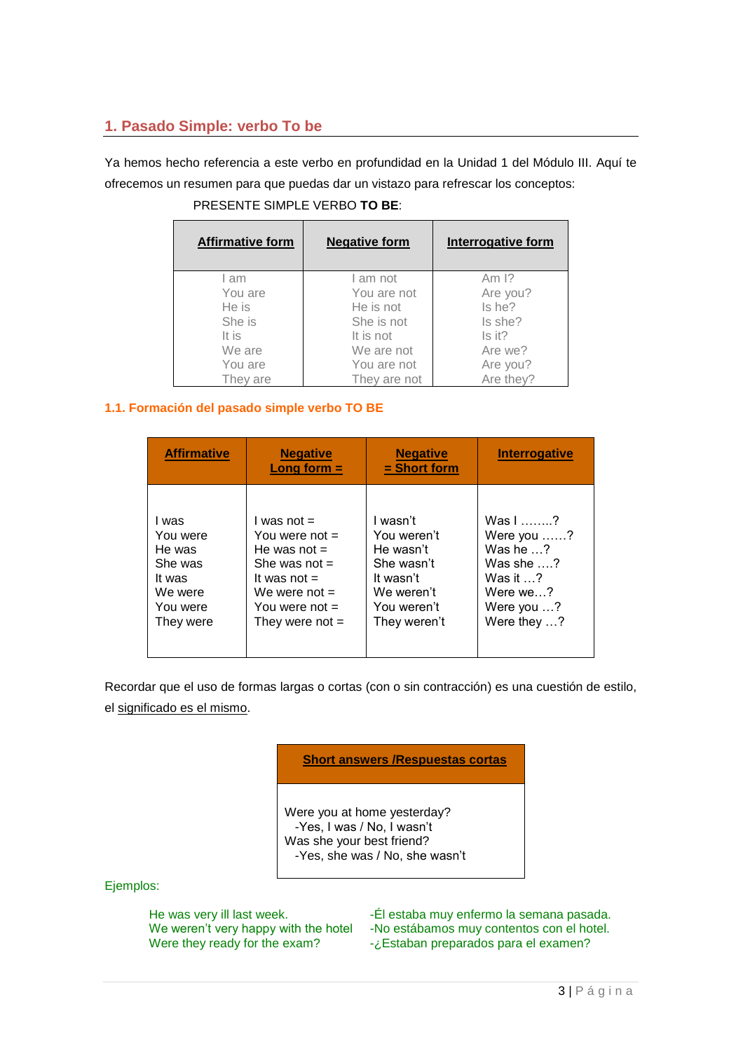## 1. Pasado Simple: verbo To be

Ya hemos hecho referencia a este verbo en profundidad en la Unidad 1 del Módulo III. Aquí te ofrecemos un resumen para que puedas dar un vistazo para refrescar los conceptos:

PRESENTE SIMPLE VERBO **TO BE**:

| **Affirmative form** | **Negative form** | **Interrogative form** |
|---|---|---|
| I am | I am not | Am I? |
| You are | You are not | Are you? |
| He is | He is not | Is he? |
| She is | She is not | Is she? |
| It is | It is not | Is it? |
| We are | We are not | Are we? |
| You are | You are not | Are you? |
| They are | They are not | Are they? |

### 1.1. Formación del pasado simple verbo TO BE

| **Affirmative** | **Negative Long form =** | **Negative = Short form** | **Interrogative** |
|---|---|---|---|
| I was | I was not = | I wasn't | Was I ……..? |
| You were | You were not = | You weren't | Were you ……? |
| He was | He was not = | He wasn't | Was he …? |
| She was | She was not = | She wasn't | Was she ….? |
| It was | It was not = | It wasn't | Was it …? |
| We were | We were not = | We weren't | Were we…? |
| You were | You were not = | You weren't | Were you …? |
| They were | They were not = | They weren't | Were they …? |

Recordar que el uso de formas largas o cortas (con o sin contracción) es una cuestión de estilo, el significado es el mismo.

| **Short answers /Respuestas cortas** |
|---|
| Were you at home yesterday?<br>-Yes, I was / No, I wasn't<br>Was she your best friend?<br>-Yes, she was / No, she wasn't |

Ejemplos:

| | |
|---|---|
| He was very ill last week. | -Él estaba muy enfermo la semana pasada. |
| We weren't very happy with the hotel | -No estábamos muy contentos con el hotel. |
| Were they ready for the exam? | -¿Estaban preparados para el examen? |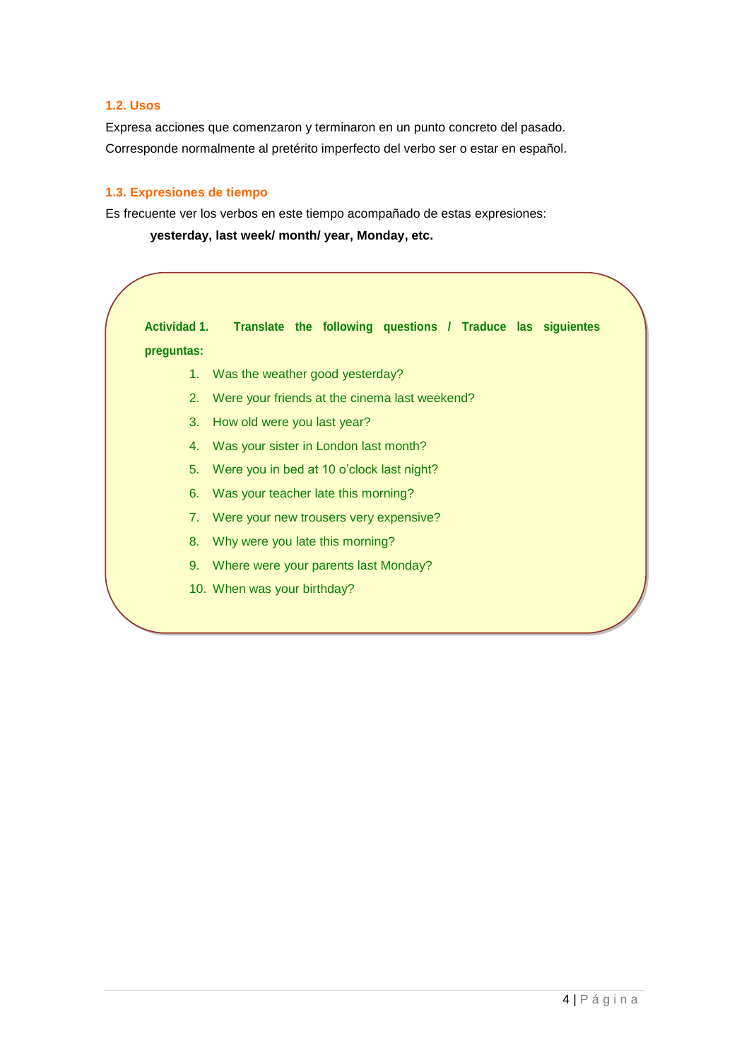### 1.2. Usos

Expresa acciones que comenzaron y terminaron en un punto concreto del pasado. Corresponde normalmente al pretérito imperfecto del verbo ser o estar en español.

### 1.3. Expresiones de tiempo

Es frecuente ver los verbos en este tiempo acompañado de estas expresiones:

**yesterday, last week/ month/ year, Monday, etc.**

**Actividad 1. Translate the following questions / Traduce las siguientes preguntas:**

1. Was the weather good yesterday?
2. Were your friends at the cinema last weekend?
3. How old were you last year?
4. Was your sister in London last month?
5. Were you in bed at 10 o'clock last night?
6. Was your teacher late this morning?
7. Were your new trousers very expensive?
8. Why were you late this morning?
9. Where were your parents last Monday?
10. When was your birthday?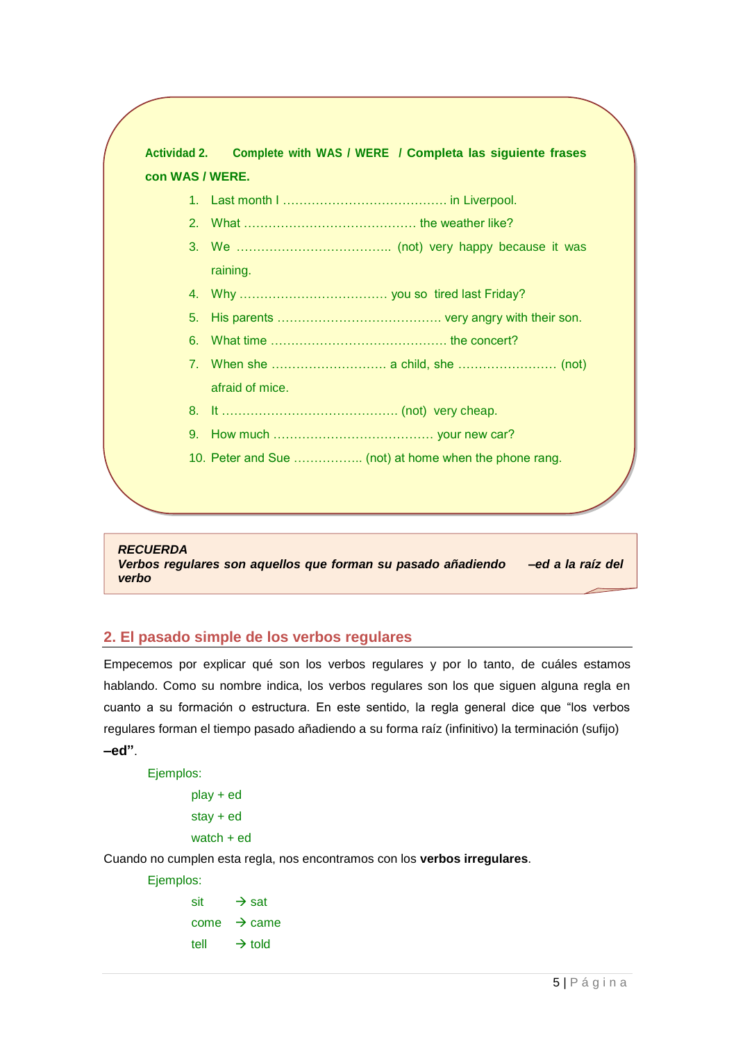**Actividad 2.** **Complete with WAS / WERE / Completa las siguiente frases con WAS / WERE.**

1. Last month I ………………………………… in Liverpool.
2. What …………………………………… the weather like?
3. We ……………………………….. (not) very happy because it was raining.
4. Why ……………………………… you so tired last Friday?
5. His parents ………………………………… very angry with their son.
6. What time …………………………………… the concert?
7. When she ……………………… a child, she …………………… (not) afraid of mice.
8. It …………………………………… (not) very cheap.
9. How much ………………………………… your new car?
10. Peter and Sue …………….. (not) at home when the phone rang.

> ***RECUERDA***
> ***Verbos regulares son aquellos que forman su pasado añadiendo –ed a la raíz del verbo***

## 2. El pasado simple de los verbos regulares

Empecemos por explicar qué son los verbos regulares y por lo tanto, de cuáles estamos hablando. Como su nombre indica, los verbos regulares son los que siguen alguna regla en cuanto a su formación o estructura. En este sentido, la regla general dice que "los verbos regulares forman el tiempo pasado añadiendo a su forma raíz (infinitivo) la terminación (sufijo) **–ed"**.

Ejemplos:

play + ed
stay + ed
watch + ed

Cuando no cumplen esta regla, nos encontramos con los **verbos irregulares**.

Ejemplos:

sit → sat
come → came
tell → told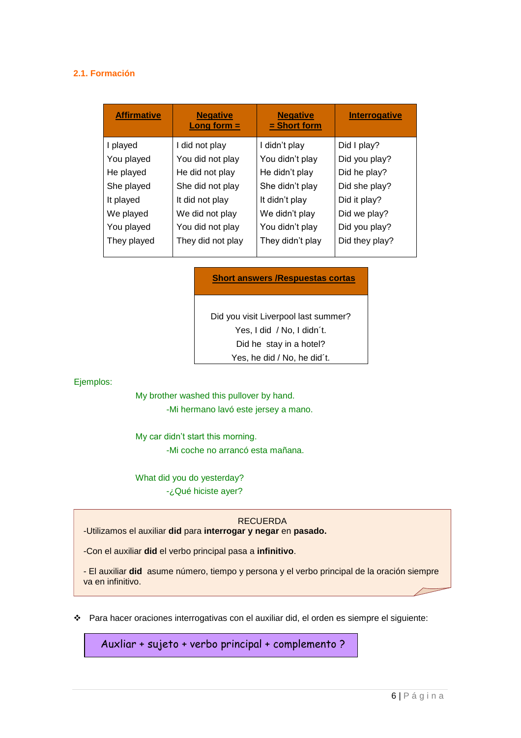### 2.1. Formación

| Affirmative | Negative Long form = | Negative = Short form | Interrogative |
|---|---|---|---|
| I played | I did not play | I didn't play | Did I play? |
| You played | You did not play | You didn't play | Did you play? |
| He played | He did not play | He didn't play | Did he play? |
| She played | She did not play | She didn't play | Did she play? |
| It played | It did not play | It didn't play | Did it play? |
| We played | We did not play | We didn't play | Did we play? |
| You played | You did not play | You didn't play | Did you play? |
| They played | They did not play | They didn't play | Did they play? |

| Short answers /Respuestas cortas |
|---|
| Did you visit Liverpool last summer?<br>Yes, I did / No, I didn´t.<br>Did he stay in a hotel?<br>Yes, he did / No, he did´t. |

Ejemplos:

My brother washed this pullover by hand.
-Mi hermano lavó este jersey a mano.

My car didn't start this morning.
-Mi coche no arrancó esta mañana.

What did you do yesterday?
-¿Qué hiciste ayer?

RECUERDA

-Utilizamos el auxiliar **did** para **interrogar y negar** en **pasado.**

-Con el auxiliar **did** el verbo principal pasa a **infinitivo**.

- El auxiliar **did** asume número, tiempo y persona y el verbo principal de la oración siempre va en infinitivo.

- Para hacer oraciones interrogativas con el auxiliar did, el orden es siempre el siguiente:

Auxliar + sujeto + verbo principal + complemento ?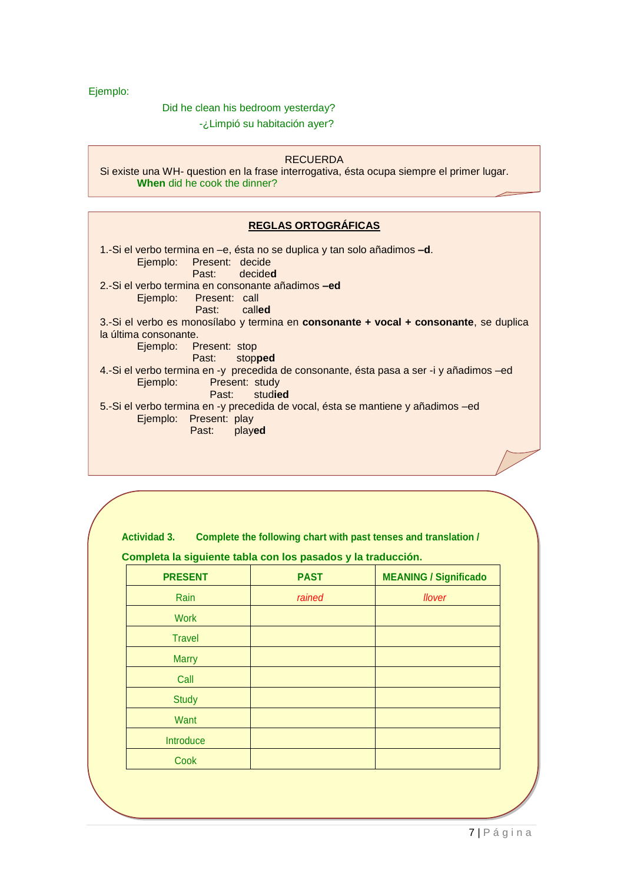Ejemplo:

Did he clean his bedroom yesterday?

-¿Limpió su habitación ayer?

RECUERDA

Si existe una WH- question en la frase interrogativa, ésta ocupa siempre el primer lugar.

**When** did he cook the dinner?

**REGLAS ORTOGRÁFICAS**

1.-Si el verbo termina en –e, ésta no se duplica y tan solo añadimos **–d**.

Ejemplo: Present: decide
Past: decide**d**

2.-Si el verbo termina en consonante añadimos **–ed**

Ejemplo: Present: call
Past: call**ed**

3.-Si el verbo es monosílabo y termina en **consonante + vocal + consonante**, se duplica la última consonante.

Ejemplo: Present: stop
Past: stop**ped**

4.-Si el verbo termina en -y precedida de consonante, ésta pasa a ser -i y añadimos –ed

Ejemplo: Present: study
Past: stud**ied**

5.-Si el verbo termina en -y precedida de vocal, ésta se mantiene y añadimos –ed

Ejemplo: Present: play
Past: play**ed**

**Actividad 3. Complete the following chart with past tenses and translation / Completa la siguiente tabla con los pasados y la traducción.**

| PRESENT | PAST | MEANING / Significado |
|---|---|---|
| Rain | *rained* | *llover* |
| Work | | |
| Travel | | |
| Marry | | |
| Call | | |
| Study | | |
| Want | | |
| Introduce | | |
| Cook | | |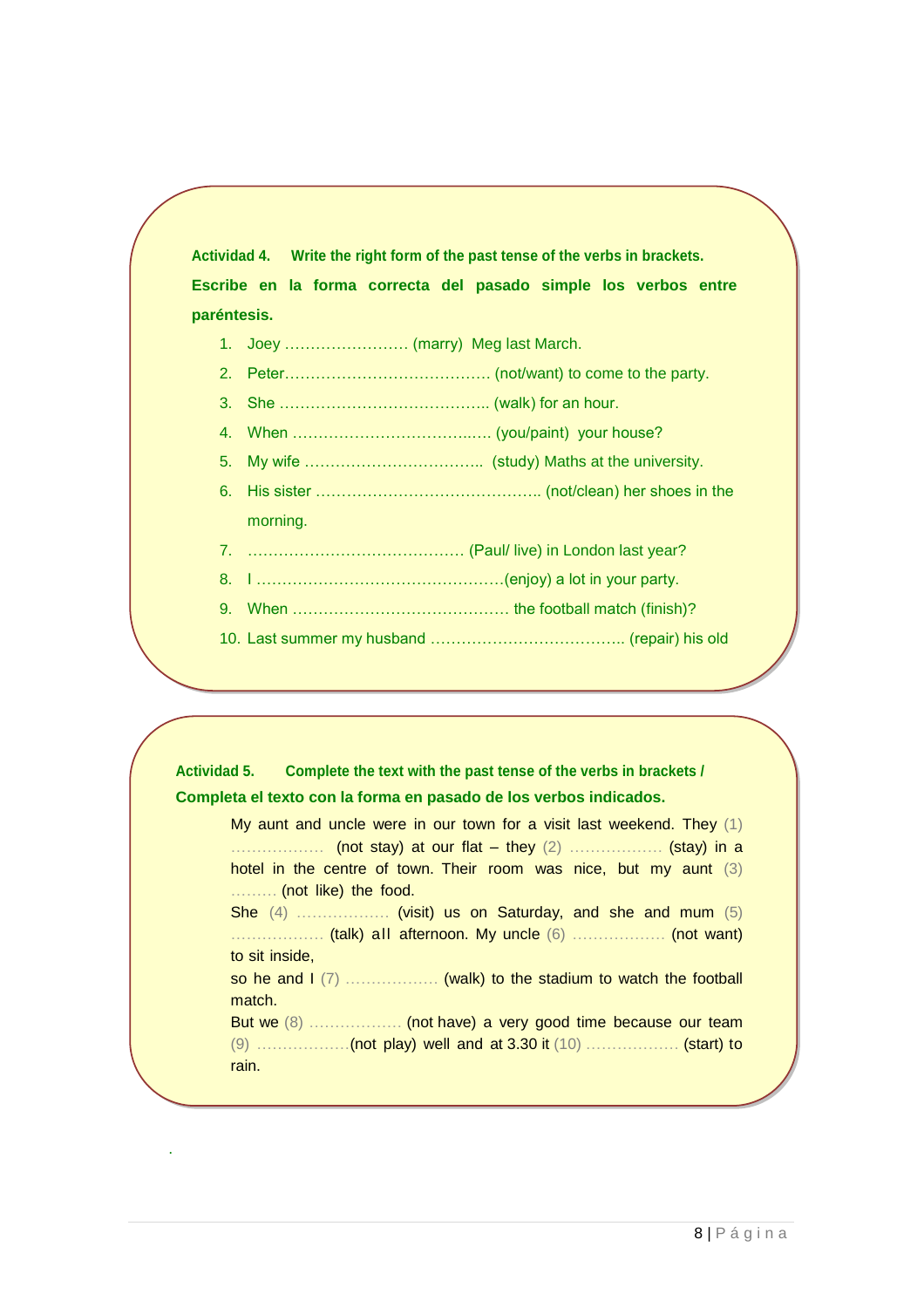**Actividad 4. Write the right form of the past tense of the verbs in brackets.**

**Escribe en la forma correcta del pasado simple los verbos entre paréntesis.**

1. Joey …………………… (marry) Meg last March.
2. Peter………………………………… (not/want) to come to the party.
3. She ………………………………….. (walk) for an hour.
4. When ………………………….…… (you/paint) your house?
5. My wife …………………………….. (study) Maths at the university.
6. His sister …………………………………….. (not/clean) her shoes in the morning.
7. …………………………………… (Paul/ live) in London last year?
8. I …………………………………………(enjoy) a lot in your party.
9. When …………………………………… the football match (finish)?
10. Last summer my husband ……………………………….. (repair) his old

**Actividad 5. Complete the text with the past tense of the verbs in brackets / Completa el texto con la forma en pasado de los verbos indicados.**

My aunt and uncle were in our town for a visit last weekend. They (1) ……………… (not stay) at our flat – they (2) ……………… (stay) in a hotel in the centre of town. Their room was nice, but my aunt (3) ……… (not like) the food.
She (4) ……………… (visit) us on Saturday, and she and mum (5) ……………… (talk) all afternoon. My uncle (6) ……………… (not want) to sit inside,
so he and I (7) ……………… (walk) to the stadium to watch the football match.
But we (8) ……………… (not have) a very good time because our team (9) ………………(not play) well and at 3.30 it (10) ……………… (start) to rain.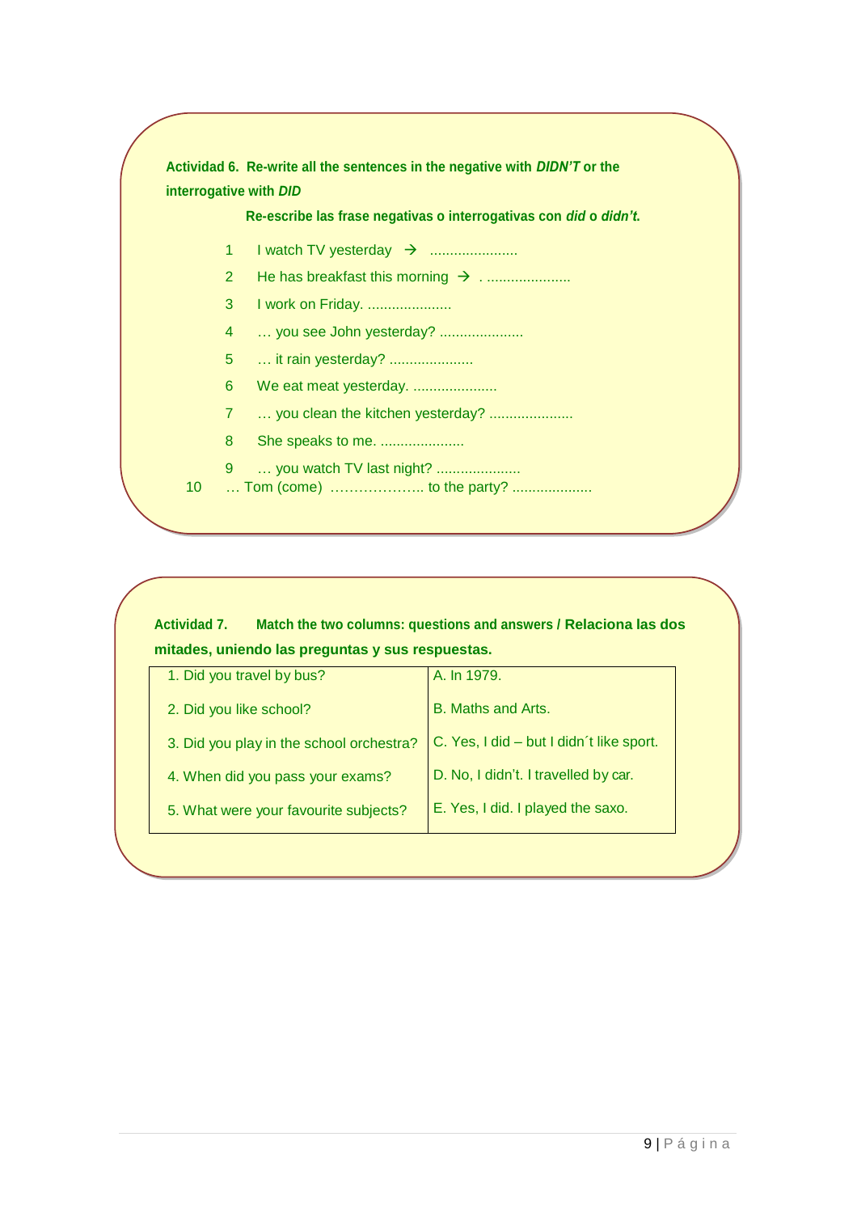**Actividad 6. Re-write all the sentences in the negative with *DIDN'T* or the interrogative with *DID***

**Re-escribe las frase negativas o interrogativas con *did* o *didn't*.**

1. I watch TV yesterday → ....................
2. He has breakfast this morning → . ....................
3. I work on Friday. ....................
4. … you see John yesterday? ....................
5. … it rain yesterday? ....................
6. We eat meat yesterday. ....................
7. … you clean the kitchen yesterday? ....................
8. She speaks to me. ....................
9. … you watch TV last night? ....................
10. … Tom (come) ……………….. to the party? ....................

**Actividad 7. Match the two columns: questions and answers / Relaciona las dos mitades, uniendo las preguntas y sus respuestas.**

| | |
|---|---|
| 1. Did you travel by bus? | A. In 1979. |
| 2. Did you like school? | B. Maths and Arts. |
| 3. Did you play in the school orchestra? | C. Yes, I did – but I didn´t like sport. |
| 4. When did you pass your exams? | D. No, I didn't. I travelled by car. |
| 5. What were your favourite subjects? | E. Yes, I did. I played the saxo. |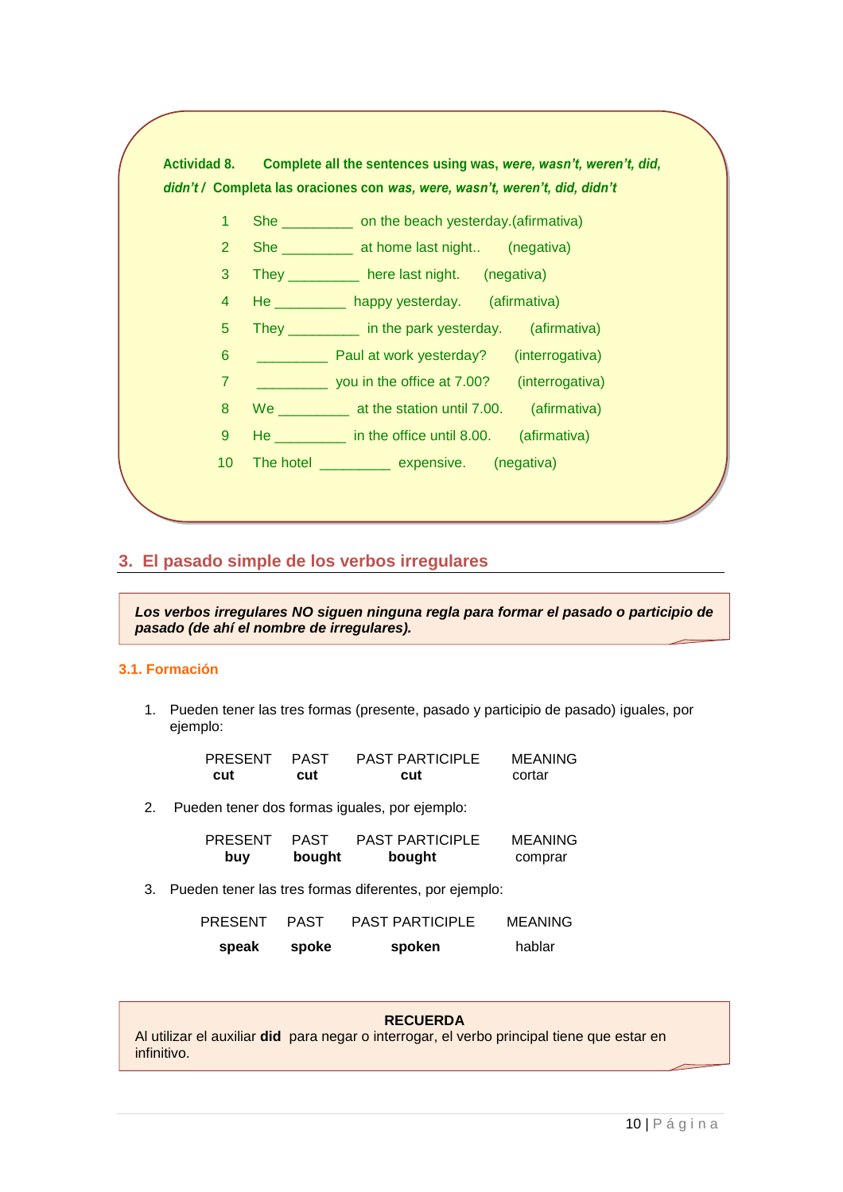**Actividad 8.** **Complete all the sentences using was, *were, wasn't, weren't, did, didn't* / Completa las oraciones con *was, were, wasn't, weren't, did, didn't***

1. She _________ on the beach yesterday.(afirmativa)
2. She _________ at home last night.. (negativa)
3. They _________ here last night. (negativa)
4. He _________ happy yesterday. (afirmativa)
5. They _________ in the park yesterday. (afirmativa)
6. _________ Paul at work yesterday? (interrogativa)
7. _________ you in the office at 7.00? (interrogativa)
8. We _________ at the station until 7.00. (afirmativa)
9. He _________ in the office until 8.00. (afirmativa)
10. The hotel _________ expensive. (negativa)

## 3. El pasado simple de los verbos irregulares

***Los verbos irregulares NO siguen ninguna regla para formar el pasado o participio de pasado (de ahí el nombre de irregulares).***

### 3.1. Formación

1. Pueden tener las tres formas (presente, pasado y participio de pasado) iguales, por ejemplo:

| PRESENT | PAST | PAST PARTICIPLE | MEANING |
|---|---|---|---|
| **cut** | **cut** | **cut** | cortar |

2. Pueden tener dos formas iguales, por ejemplo:

| PRESENT | PAST | PAST PARTICIPLE | MEANING |
|---|---|---|---|
| **buy** | **bought** | **bought** | comprar |

3. Pueden tener las tres formas diferentes, por ejemplo:

| PRESENT | PAST | PAST PARTICIPLE | MEANING |
|---|---|---|---|
| **speak** | **spoke** | **spoken** | hablar |

**RECUERDA**

Al utilizar el auxiliar **did** para negar o interrogar, el verbo principal tiene que estar en infinitivo.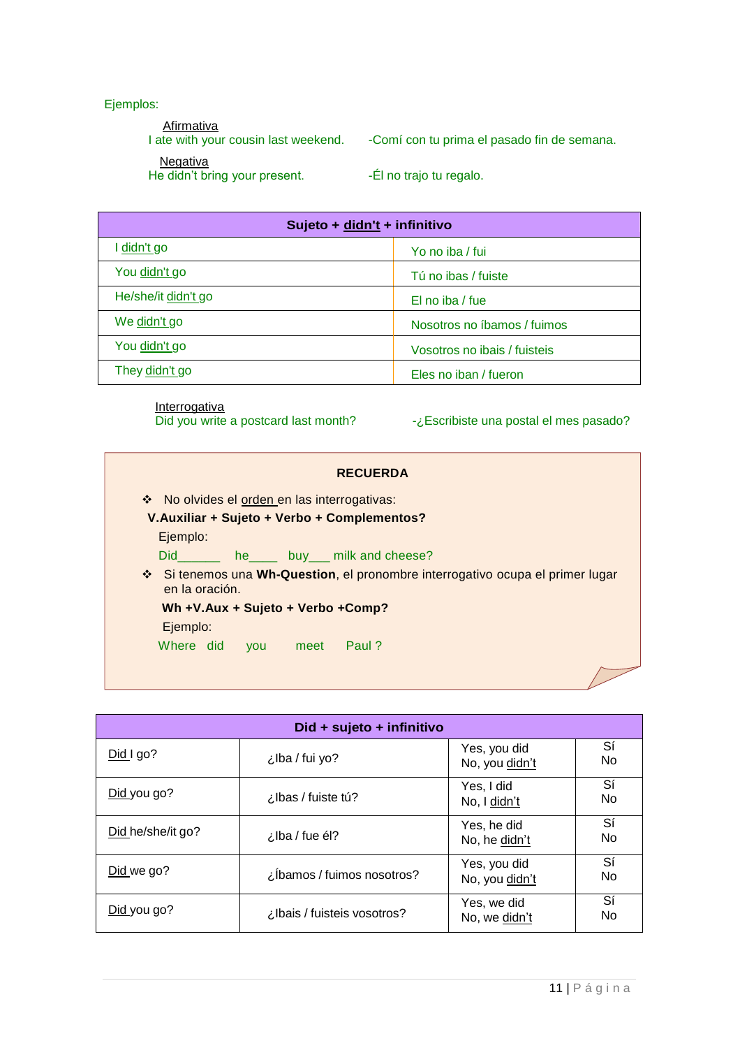Ejemplos:

Afirmativa
I ate with your cousin last weekend. -Comí con tu prima el pasado fin de semana.

Negativa
He didn't bring your present. -Él no trajo tu regalo.

| Sujeto + didn't + infinitivo | |
|---|---|
| I didn't go | Yo no iba / fui |
| You didn't go | Tú no ibas / fuiste |
| He/she/it didn't go | El no iba / fue |
| We didn't go | Nosotros no íbamos / fuimos |
| You didn't go | Vosotros no ibais / fuisteis |
| They didn't go | Eles no iban / fueron |

Interrogativa
Did you write a postcard last month? -¿Escribiste una postal el mes pasado?

**RECUERDA**

- No olvides el orden en las interrogativas:

**V.Auxiliar + Sujeto + Verbo + Complementos?**

Ejemplo:

Did\_\_\_\_\_\_ he\_\_\_\_ buy\_\_\_ milk and cheese?

- Si tenemos una **Wh-Question**, el pronombre interrogativo ocupa el primer lugar en la oración.

**Wh +V.Aux + Sujeto + Verbo +Comp?**

Ejemplo:

Where did you meet Paul ?

| Did + sujeto + infinitivo | | | |
|---|---|---|---|
| Did I go? | ¿Iba / fui yo? | Yes, you did<br>No, you didn't | Sí<br>No |
| Did you go? | ¿Ibas / fuiste tú? | Yes, I did<br>No, I didn't | Sí<br>No |
| Did he/she/it go? | ¿Iba / fue él? | Yes, he did<br>No, he didn't | Sí<br>No |
| Did we go? | ¿Íbamos / fuimos nosotros? | Yes, you did<br>No, you didn't | Sí<br>No |
| Did you go? | ¿Ibais / fuisteis vosotros? | Yes, we did<br>No, we didn't | Sí<br>No |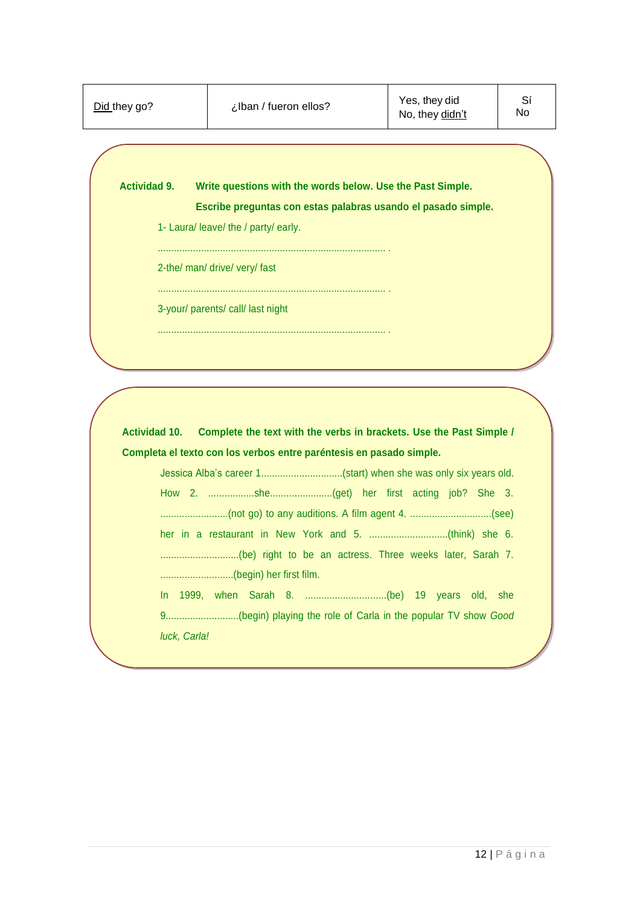| | | | |
|---|---|---|---|
| Did they go? | ¿Iban / fueron ellos? | Yes, they did<br>No, they didn't | Sí<br>No |

**Actividad 9.** **Write questions with the words below. Use the Past Simple.**

**Escribe preguntas con estas palabras usando el pasado simple.**

1- Laura/ leave/ the / party/ early.

..................................................................................... .

2-the/ man/ drive/ very/ fast

..................................................................................... .

3-your/ parents/ call/ last night

..................................................................................... .

**Actividad 10.** **Complete the text with the verbs in brackets. Use the Past Simple / Completa el texto con los verbos entre paréntesis en pasado simple.**

Jessica Alba's career 1..............................(start) when she was only six years old. How 2. .................she.......................(get) her first acting job? She 3. .........................(not go) to any auditions. A film agent 4. ..............................(see) her in a restaurant in New York and 5. .............................(think) she 6. .............................(be) right to be an actress. Three weeks later, Sarah 7. ...........................(begin) her first film.

In 1999, when Sarah 8. ..............................(be) 19 years old, she 9...........................(begin) playing the role of Carla in the popular TV show *Good luck, Carla!*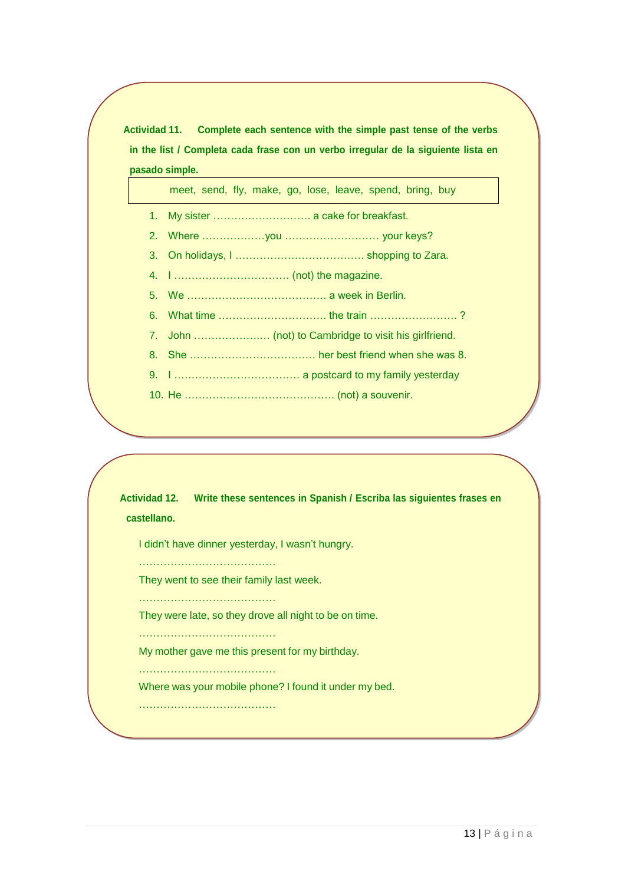**Actividad 11. Complete each sentence with the simple past tense of the verbs in the list / Completa cada frase con un verbo irregular de la siguiente lista en pasado simple.**

| meet, send, fly, make, go, lose, leave, spend, bring, buy |
|---|

1. My sister ………………………. a cake for breakfast.
2. Where ………………you ……………………… your keys?
3. On holidays, I ………………………………. shopping to Zara.
4. I …………………………… (not) the magazine.
5. We …………………………………. a week in Berlin.
6. What time ………………………… the train …………………… ?
7. John …………………. (not) to Cambridge to visit his girlfriend.
8. She ……………………………… her best friend when she was 8.
9. I ……………………………… a postcard to my family yesterday
10. He ……………………………………. (not) a souvenir.

**Actividad 12. Write these sentences in Spanish / Escriba las siguientes frases en castellano.**

I didn't have dinner yesterday, I wasn't hungry.

…………………………………

They went to see their family last week.

…………………………………

They were late, so they drove all night to be on time.

…………………………………

My mother gave me this present for my birthday.

…………………………………

Where was your mobile phone? I found it under my bed.

…………………………………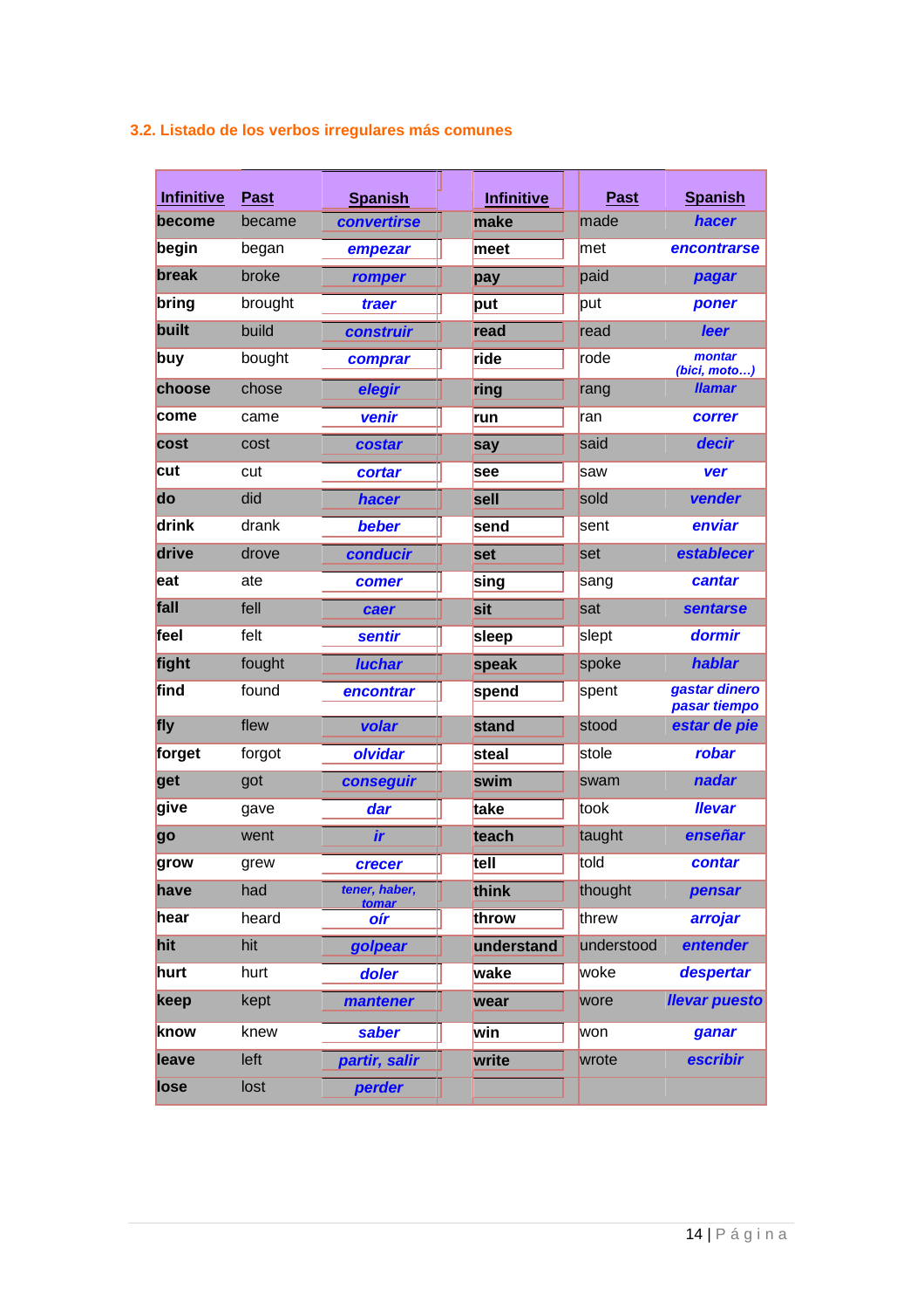## 3.2. Listado de los verbos irregulares más comunes

| Infinitive | Past | Spanish | Infinitive | Past | Spanish |
|---|---|---|---|---|---|
| **become** | became | ***convertirse*** | **make** | made | ***hacer*** |
| **begin** | began | ***empezar*** | **meet** | met | ***encontrarse*** |
| **break** | broke | ***romper*** | **pay** | paid | ***pagar*** |
| **bring** | brought | ***traer*** | **put** | put | ***poner*** |
| **built** | build | ***construir*** | **read** | read | ***leer*** |
| **buy** | bought | ***comprar*** | **ride** | rode | ***montar (bici, moto…)*** |
| **choose** | chose | ***elegir*** | **ring** | rang | ***llamar*** |
| **come** | came | ***venir*** | **run** | ran | ***correr*** |
| **cost** | cost | ***costar*** | **say** | said | ***decir*** |
| **cut** | cut | ***cortar*** | **see** | saw | ***ver*** |
| **do** | did | ***hacer*** | **sell** | sold | ***vender*** |
| **drink** | drank | ***beber*** | **send** | sent | ***enviar*** |
| **drive** | drove | ***conducir*** | **set** | set | ***establecer*** |
| **eat** | ate | ***comer*** | **sing** | sang | ***cantar*** |
| **fall** | fell | ***caer*** | **sit** | sat | ***sentarse*** |
| **feel** | felt | ***sentir*** | **sleep** | slept | ***dormir*** |
| **fight** | fought | ***luchar*** | **speak** | spoke | ***hablar*** |
| **find** | found | ***encontrar*** | **spend** | spent | ***gastar dinero pasar tiempo*** |
| **fly** | flew | ***volar*** | **stand** | stood | ***estar de pie*** |
| **forget** | forgot | ***olvidar*** | **steal** | stole | ***robar*** |
| **get** | got | ***conseguir*** | **swim** | swam | ***nadar*** |
| **give** | gave | ***dar*** | **take** | took | ***llevar*** |
| **go** | went | ***ir*** | **teach** | taught | ***enseñar*** |
| **grow** | grew | ***crecer*** | **tell** | told | ***contar*** |
| **have** | had | ***tener, haber, tomar*** | **think** | thought | ***pensar*** |
| **hear** | heard | ***oír*** | **throw** | threw | ***arrojar*** |
| **hit** | hit | ***golpear*** | **understand** | understood | ***entender*** |
| **hurt** | hurt | ***doler*** | **wake** | woke | ***despertar*** |
| **keep** | kept | ***mantener*** | **wear** | wore | ***llevar puesto*** |
| **know** | knew | ***saber*** | **win** | won | ***ganar*** |
| **leave** | left | ***partir, salir*** | **write** | wrote | ***escribir*** |
| **lose** | lost | ***perder*** | | | |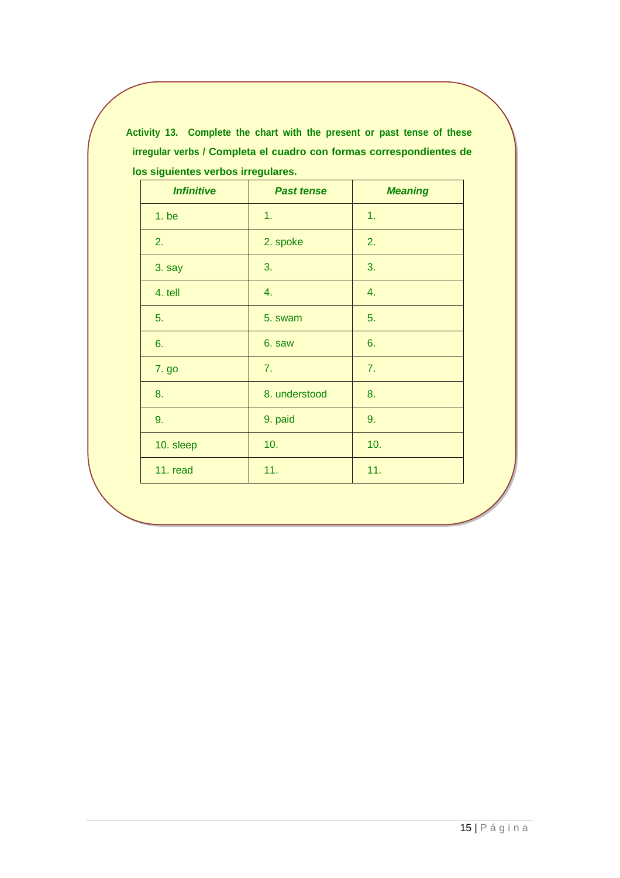**Activity 13. Complete the chart with the present or past tense of these irregular verbs / Completa el cuadro con formas correspondientes de los siguientes verbos irregulares.**

| *Infinitive* | *Past tense* | *Meaning* |
|---|---|---|
| 1. be | 1. | 1. |
| 2. | 2. spoke | 2. |
| 3. say | 3. | 3. |
| 4. tell | 4. | 4. |
| 5. | 5. swam | 5. |
| 6. | 6. saw | 6. |
| 7. go | 7. | 7. |
| 8. | 8. understood | 8. |
| 9. | 9. paid | 9. |
| 10. sleep | 10. | 10. |
| 11. read | 11. | 11. |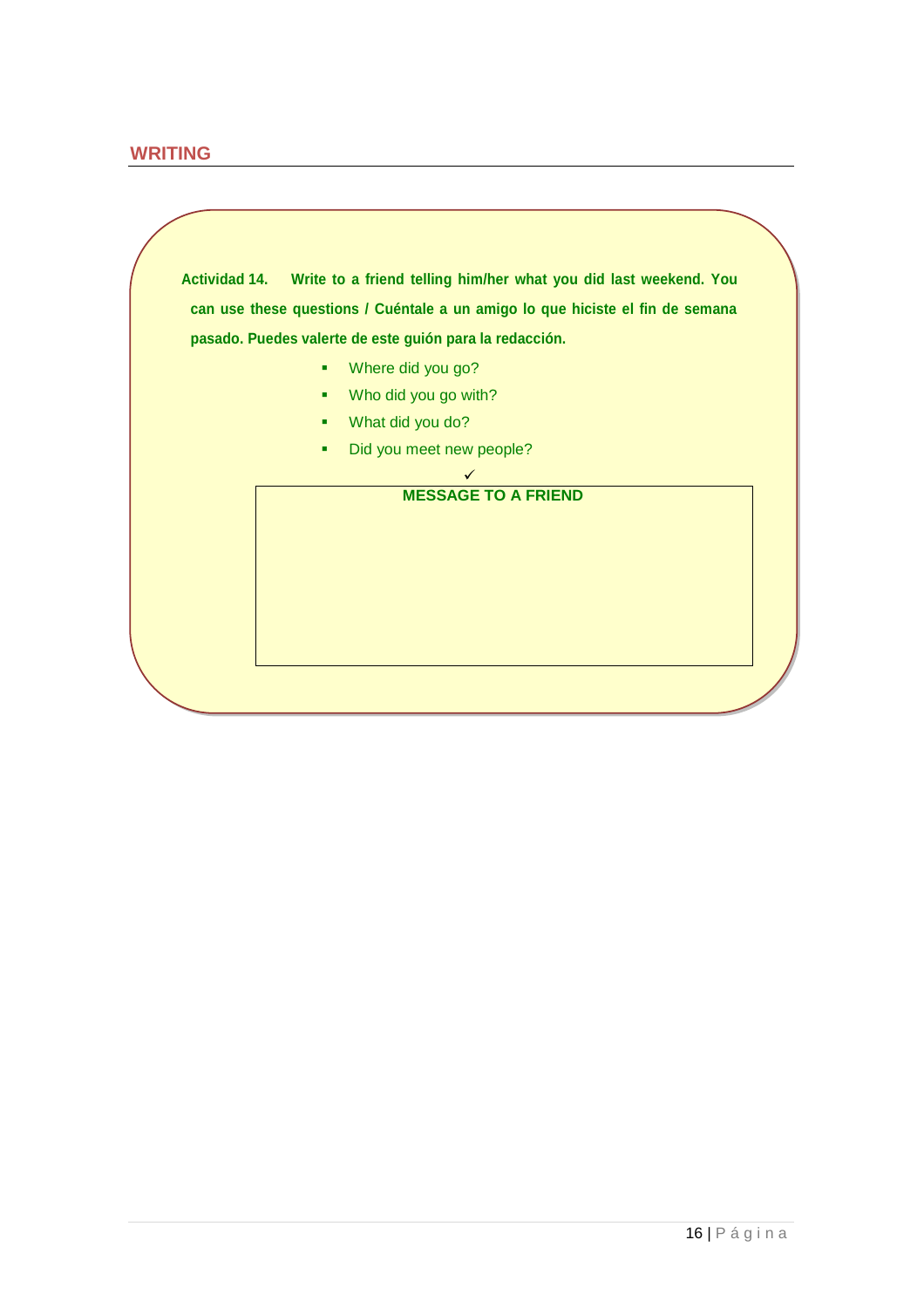## WRITING

**Actividad 14. Write to a friend telling him/her what you did last weekend. You can use these questions / Cuéntale a un amigo lo que hiciste el fin de semana pasado. Puedes valerte de este guión para la redacción.**

- Where did you go?
- Who did you go with?
- What did you do?
- Did you meet new people?

✓

**MESSAGE TO A FRIEND**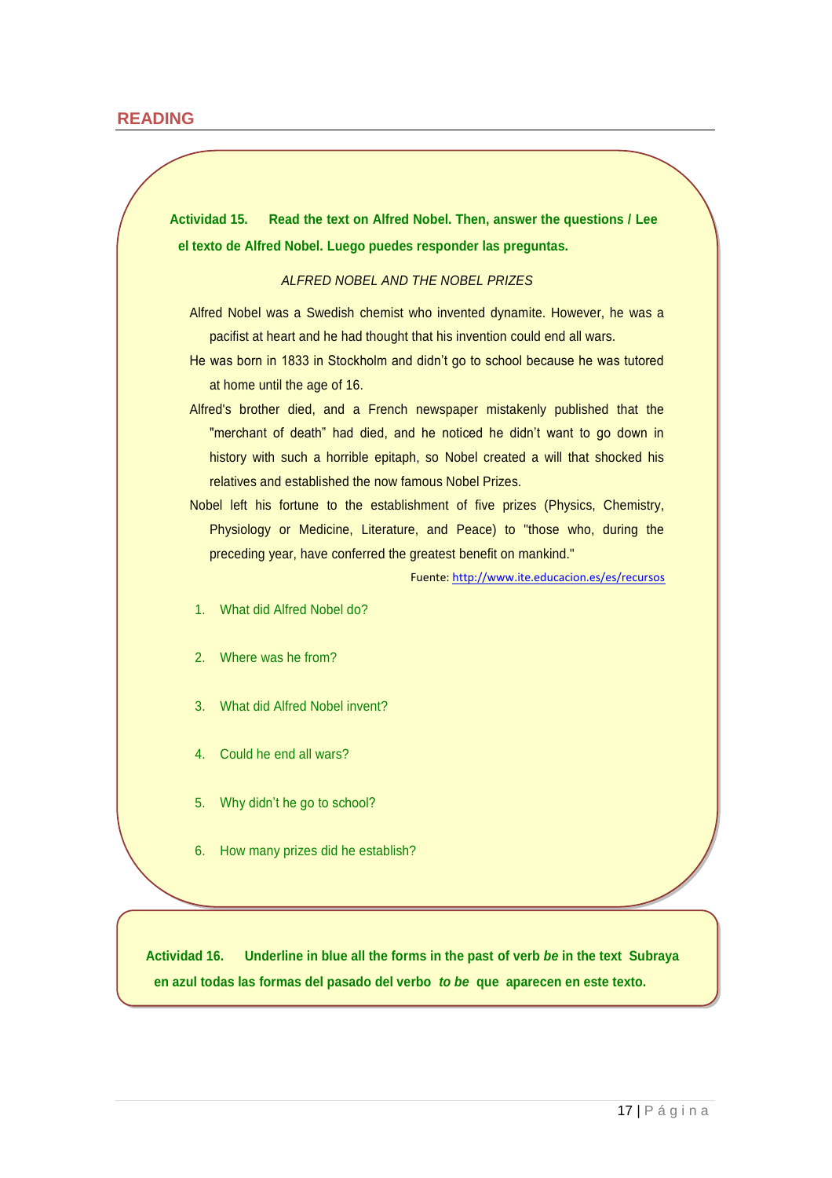## READING

**Actividad 15. Read the text on Alfred Nobel. Then, answer the questions / Lee el texto de Alfred Nobel. Luego puedes responder las preguntas.**

*ALFRED NOBEL AND THE NOBEL PRIZES*

Alfred Nobel was a Swedish chemist who invented dynamite. However, he was a pacifist at heart and he had thought that his invention could end all wars.

He was born in 1833 in Stockholm and didn't go to school because he was tutored at home until the age of 16.

Alfred's brother died, and a French newspaper mistakenly published that the "merchant of death" had died, and he noticed he didn't want to go down in history with such a horrible epitaph, so Nobel created a will that shocked his relatives and established the now famous Nobel Prizes.

Nobel left his fortune to the establishment of five prizes (Physics, Chemistry, Physiology or Medicine, Literature, and Peace) to "those who, during the preceding year, have conferred the greatest benefit on mankind."

Fuente: http://www.ite.educacion.es/es/recursos

1. What did Alfred Nobel do?
2. Where was he from?
3. What did Alfred Nobel invent?
4. Could he end all wars?
5. Why didn't he go to school?
6. How many prizes did he establish?

**Actividad 16. Underline in blue all the forms in the past of verb *be* in the text Subraya en azul todas las formas del pasado del verbo *to be* que aparecen en este texto.**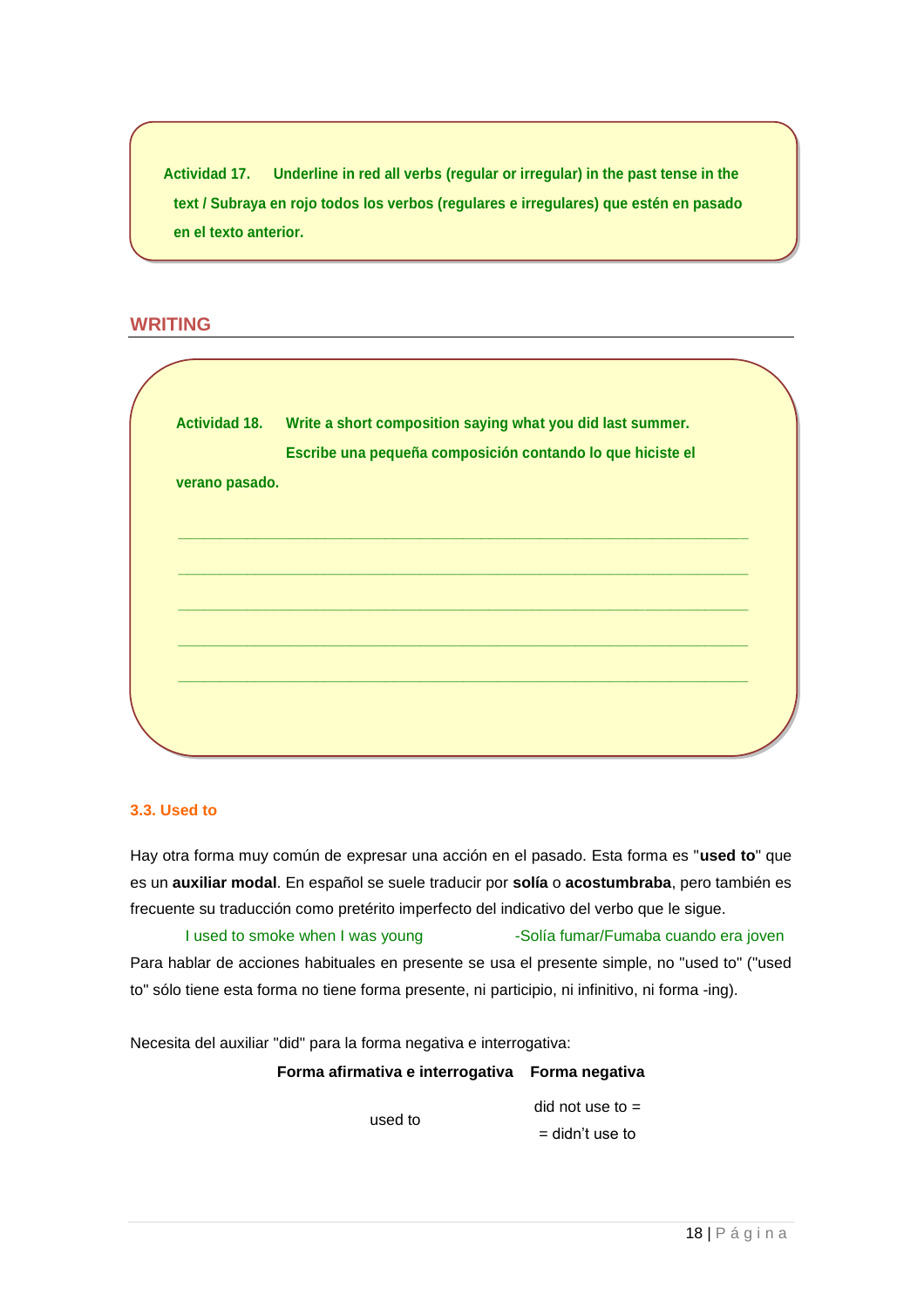**Actividad 17.** **Underline in red all verbs (regular or irregular) in the past tense in the text / Subraya en rojo todos los verbos (regulares e irregulares) que estén en pasado en el texto anterior.**

## WRITING

**Actividad 18.** **Write a short composition saying what you did last summer. Escribe una pequeña composición contando lo que hiciste el verano pasado.**

\_\_\_\_\_\_\_\_\_\_\_\_\_\_\_\_\_\_\_\_\_\_\_\_\_\_\_\_\_\_\_\_\_\_\_\_\_\_\_\_\_\_\_\_\_\_\_\_\_\_\_\_\_\_\_\_\_\_\_\_

\_\_\_\_\_\_\_\_\_\_\_\_\_\_\_\_\_\_\_\_\_\_\_\_\_\_\_\_\_\_\_\_\_\_\_\_\_\_\_\_\_\_\_\_\_\_\_\_\_\_\_\_\_\_\_\_\_\_\_\_

\_\_\_\_\_\_\_\_\_\_\_\_\_\_\_\_\_\_\_\_\_\_\_\_\_\_\_\_\_\_\_\_\_\_\_\_\_\_\_\_\_\_\_\_\_\_\_\_\_\_\_\_\_\_\_\_\_\_\_\_

\_\_\_\_\_\_\_\_\_\_\_\_\_\_\_\_\_\_\_\_\_\_\_\_\_\_\_\_\_\_\_\_\_\_\_\_\_\_\_\_\_\_\_\_\_\_\_\_\_\_\_\_\_\_\_\_\_\_\_\_

\_\_\_\_\_\_\_\_\_\_\_\_\_\_\_\_\_\_\_\_\_\_\_\_\_\_\_\_\_\_\_\_\_\_\_\_\_\_\_\_\_\_\_\_\_\_\_\_\_\_\_\_\_\_\_\_\_\_\_\_

### 3.3. Used to

Hay otra forma muy común de expresar una acción en el pasado. Esta forma es "**used to**" que es un **auxiliar modal**. En español se suele traducir por **solía** o **acostumbraba**, pero también es frecuente su traducción como pretérito imperfecto del indicativo del verbo que le sigue.

I used to smoke when I was young -Solía fumar/Fumaba cuando era joven

Para hablar de acciones habituales en presente se usa el presente simple, no "used to" ("used to" sólo tiene esta forma no tiene forma presente, ni participio, ni infinitivo, ni forma -ing).

Necesita del auxiliar "did" para la forma negativa e interrogativa:

| Forma afirmativa e interrogativa | Forma negativa |
|---|---|
| used to | did not use to = <br> = didn't use to |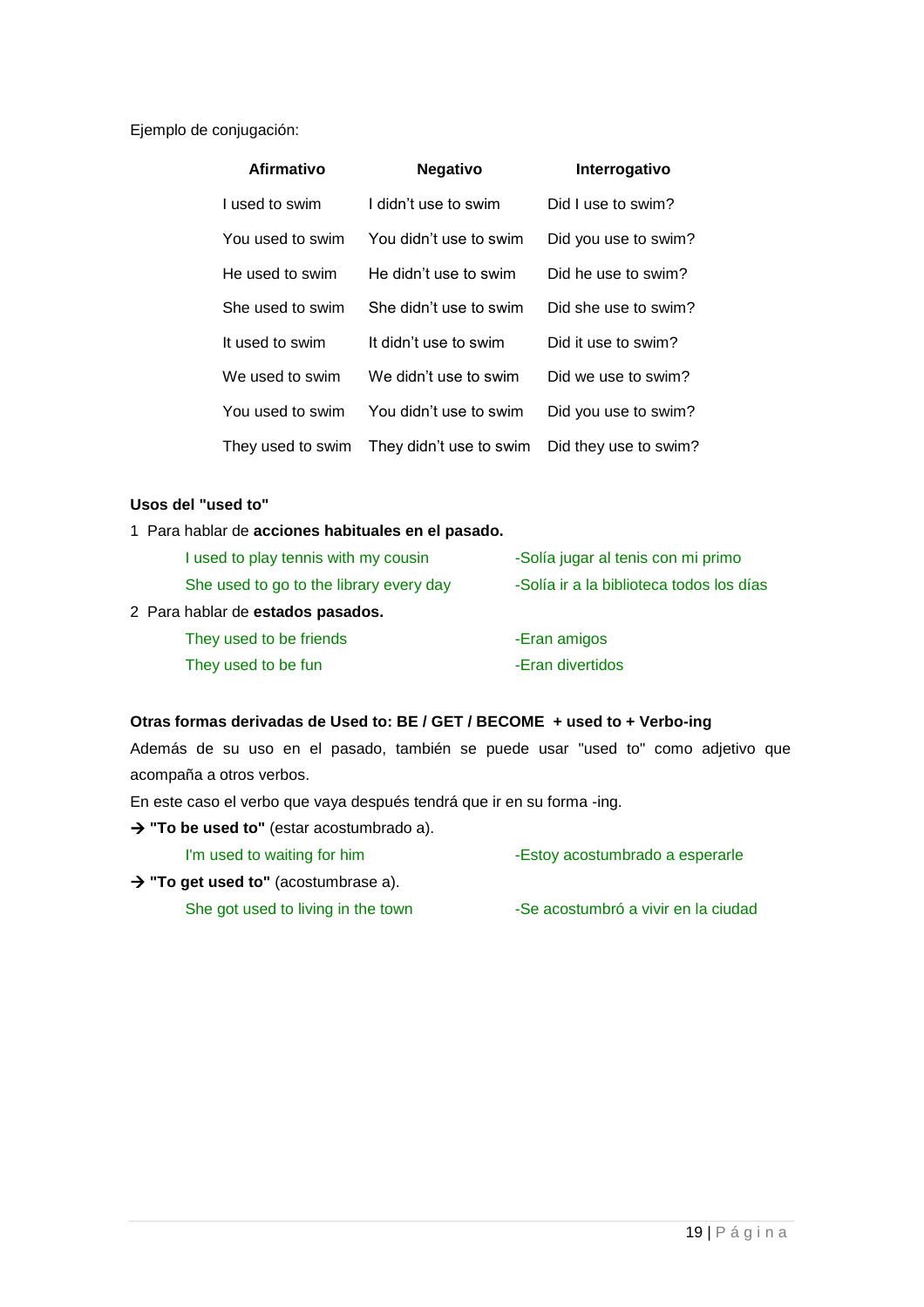Ejemplo de conjugación:

| Afirmativo | Negativo | Interrogativo |
|---|---|---|
| I used to swim | I didn’t use to swim | Did I use to swim? |
| You used to swim | You didn’t use to swim | Did you use to swim? |
| He used to swim | He didn’t use to swim | Did he use to swim? |
| She used to swim | She didn’t use to swim | Did she use to swim? |
| It used to swim | It didn’t use to swim | Did it use to swim? |
| We used to swim | We didn’t use to swim | Did we use to swim? |
| You used to swim | You didn’t use to swim | Did you use to swim? |
| They used to swim | They didn’t use to swim | Did they use to swim? |

**Usos del "used to"**

1 Para hablar de **acciones habituales en el pasado.**

I used to play tennis with my cousin -Solía jugar al tenis con mi primo

She used to go to the library every day -Solía ir a la biblioteca todos los días

2 Para hablar de **estados pasados.**

They used to be friends -Eran amigos

They used to be fun -Eran divertidos

**Otras formas derivadas de Used to: BE / GET / BECOME + used to + Verbo-ing**

Además de su uso en el pasado, también se puede usar "used to" como adjetivo que acompaña a otros verbos.

En este caso el verbo que vaya después tendrá que ir en su forma -ing.

→ **"To be used to"** (estar acostumbrado a).

I'm used to waiting for him -Estoy acostumbrado a esperarle

→ **"To get used to"** (acostumbrase a).

She got used to living in the town -Se acostumbró a vivir en la ciudad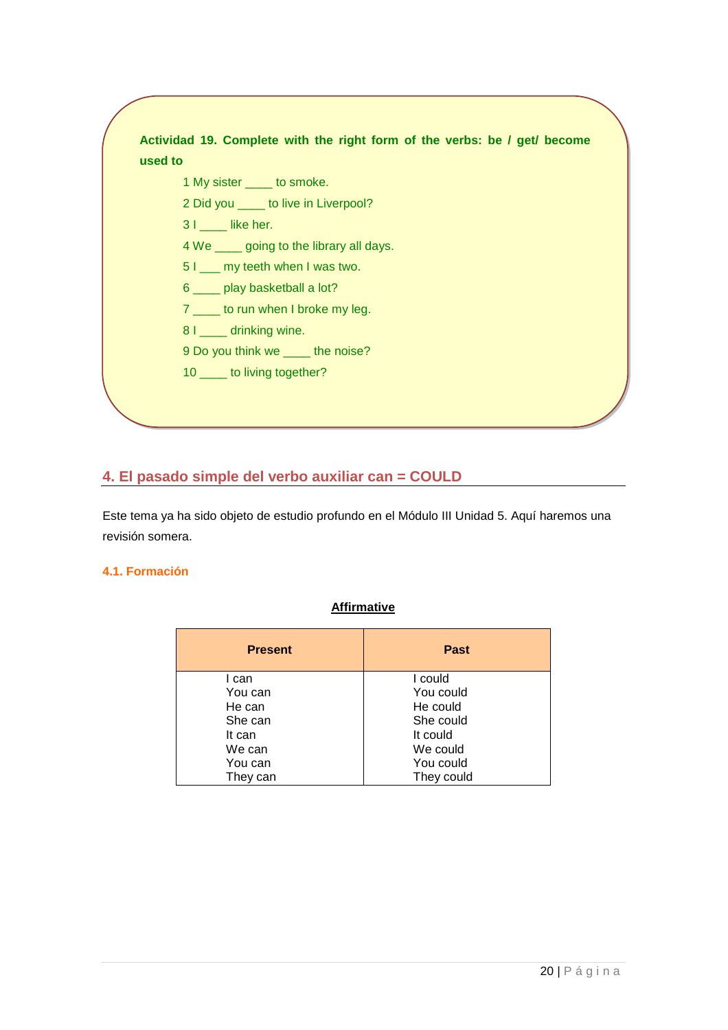**Actividad 19. Complete with the right form of the verbs: be / get/ become used to**

1 My sister ____ to smoke.

2 Did you ____ to live in Liverpool?

3 I ____ like her.

4 We ____ going to the library all days.

5 I ___ my teeth when I was two.

6 ____ play basketball a lot?

7 ____ to run when I broke my leg.

8 I ____ drinking wine.

9 Do you think we ____ the noise?

10 ____ to living together?

## 4. El pasado simple del verbo auxiliar can = COULD

Este tema ya ha sido objeto de estudio profundo en el Módulo III Unidad 5. Aquí haremos una revisión somera.

### 4.1. Formación

**Affirmative**

| Present | Past |
| --- | --- |
| I can<br>You can<br>He can<br>She can<br>It can<br>We can<br>You can<br>They can | I could<br>You could<br>He could<br>She could<br>It could<br>We could<br>You could<br>They could |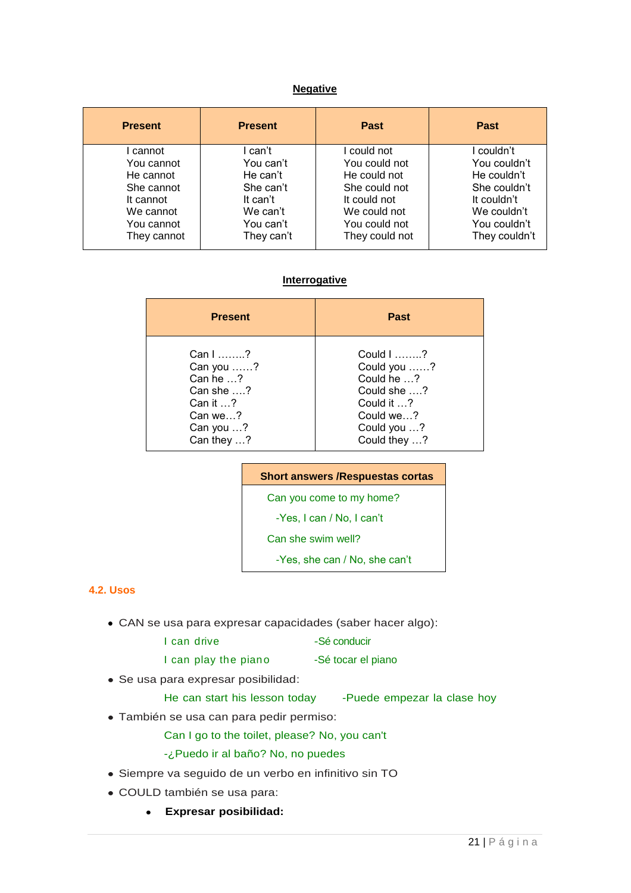**Negative**

| Present | Present | Past | Past |
|---|---|---|---|
| I cannot<br>You cannot<br>He cannot<br>She cannot<br>It cannot<br>We cannot<br>You cannot<br>They cannot | I can't<br>You can't<br>He can't<br>She can't<br>It can't<br>We can't<br>You can't<br>They can't | I could not<br>You could not<br>He could not<br>She could not<br>It could not<br>We could not<br>You could not<br>They could not | I couldn't<br>You couldn't<br>He couldn't<br>She couldn't<br>It couldn't<br>We couldn't<br>You couldn't<br>They couldn't |

**Interrogative**

| Present | Past |
|---|---|
| Can I ……..?<br>Can you ……?<br>Can he …?<br>Can she ….?<br>Can it …?<br>Can we…?<br>Can you …?<br>Can they …? | Could I ……..?<br>Could you ……?<br>Could he …?<br>Could she ….?<br>Could it …?<br>Could we…?<br>Could you …?<br>Could they …? |

| Short answers /Respuestas cortas |
|---|
| Can you come to my home? |
| -Yes, I can / No, I can't |
| Can she swim well? |
| -Yes, she can / No, she can't |

### 4.2. Usos

- CAN se usa para expresar capacidades (saber hacer algo):

  I can drive -Sé conducir

  I can play the piano -Sé tocar el piano

- Se usa para expresar posibilidad:

  He can start his lesson today -Puede empezar la clase hoy

- También se usa can para pedir permiso:

  Can I go to the toilet, please? No, you can't

  -¿Puedo ir al baño? No, no puedes

- Siempre va seguido de un verbo en infinitivo sin TO
- COULD también se usa para:
  - **Expresar posibilidad:**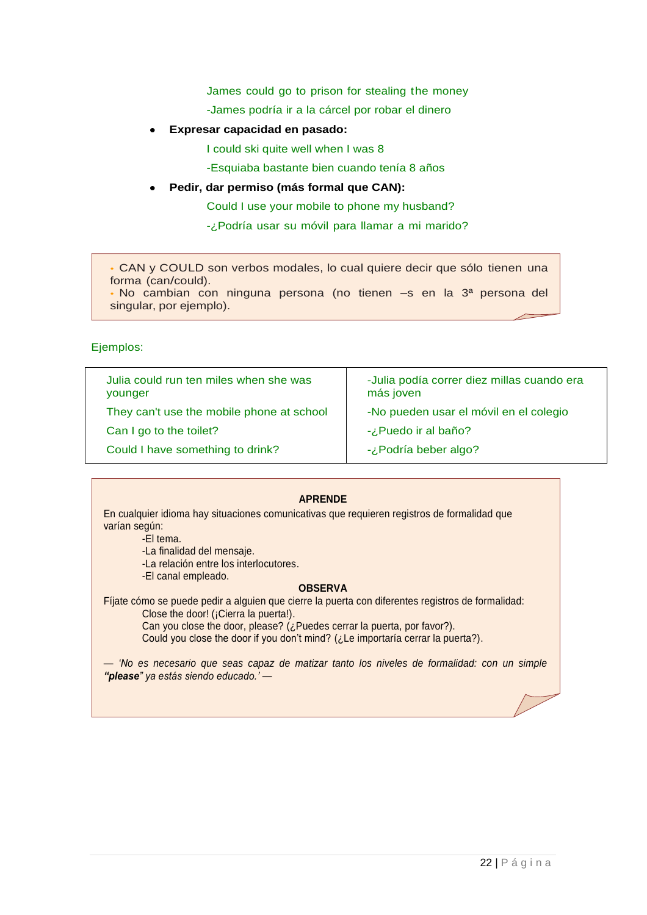James could go to prison for stealing the money

-James podría ir a la cárcel por robar el dinero

- **Expresar capacidad en pasado:**

  I could ski quite well when I was 8

  -Esquiaba bastante bien cuando tenía 8 años

- **Pedir, dar permiso (más formal que CAN):**

  Could I use your mobile to phone my husband?

  -¿Podría usar su móvil para llamar a mi marido?

> • CAN y COULD son verbos modales, lo cual quiere decir que sólo tienen una forma (can/could).
> • No cambian con ninguna persona (no tienen –s en la 3ª persona del singular, por ejemplo).

Ejemplos:

| | |
|---|---|
| Julia could run ten miles when she was younger | -Julia podía correr diez millas cuando era más joven |
| They can't use the mobile phone at school | -No pueden usar el móvil en el colegio |
| Can I go to the toilet? | -¿Puedo ir al baño? |
| Could I have something to drink? | -¿Podría beber algo? |

> **APRENDE**
>
> En cualquier idioma hay situaciones comunicativas que requieren registros de formalidad que varían según:
>
> -El tema.
> -La finalidad del mensaje.
> -La relación entre los interlocutores.
> -El canal empleado.
>
> **OBSERVA**
>
> Fíjate cómo se puede pedir a alguien que cierre la puerta con diferentes registros de formalidad:
>
> Close the door! (¡Cierra la puerta!).
> Can you close the door, please? (¿Puedes cerrar la puerta, por favor?).
> Could you close the door if you don't mind? (¿Le importaría cerrar la puerta?).
>
> — *'No es necesario que seas capaz de matizar tanto los niveles de formalidad: con un simple **"please"** ya estás siendo educado.'* —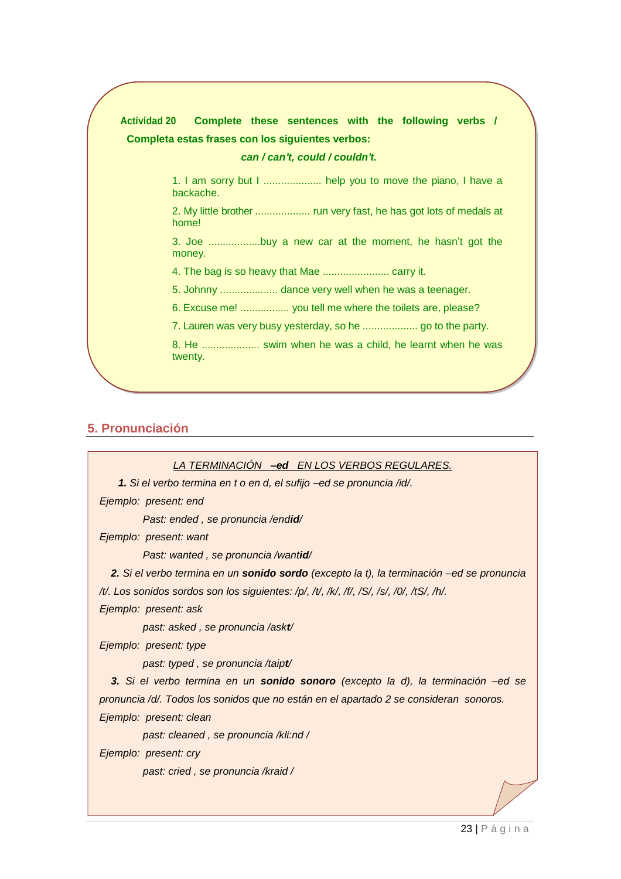**Actividad 20** **Complete these sentences with the following verbs / Completa estas frases con los siguientes verbos:**

***can / can't, could / couldn't.***

1. I am sorry but I .................... help you to move the piano, I have a backache.
2. My little brother ................... run very fast, he has got lots of medals at home!
3. Joe ..................buy a new car at the moment, he hasn't got the money.
4. The bag is so heavy that Mae ....................... carry it.
5. Johnny .................... dance very well when he was a teenager.
6. Excuse me! ................. you tell me where the toilets are, please?
7. Lauren was very busy yesterday, so he ................... go to the party.
8. He .................... swim when he was a child, he learnt when he was twenty.

## 5. Pronunciación

*LA TERMINACIÓN* ***–ed*** *EN LOS VERBOS REGULARES.*

***1.*** *Si el verbo termina en t o en d, el sufijo –ed se pronuncia /id/.*

*Ejemplo: present: end*

*Past: ended , se pronuncia /end**id**/*

*Ejemplo: present: want*

*Past: wanted , se pronuncia /want**id**/*

***2.*** *Si el verbo termina en un* ***sonido sordo*** *(excepto la t), la terminación –ed se pronuncia /t/. Los sonidos sordos son los siguientes: /p/, /t/, /k/, /f/, /S/, /s/, /0/, /tS/, /h/.*

*Ejemplo: present: ask*

*past: asked , se pronuncia /ask**t**/*

*Ejemplo: present: type*

*past: typed , se pronuncia /taip**t**/*

***3.*** *Si el verbo termina en un* ***sonido sonoro*** *(excepto la d), la terminación –ed se pronuncia /d/. Todos los sonidos que no están en el apartado 2 se consideran sonoros.*

*Ejemplo: present: clean*

*past: cleaned , se pronuncia /kli:nd /*

*Ejemplo: present: cry*

*past: cried , se pronuncia /kraid /*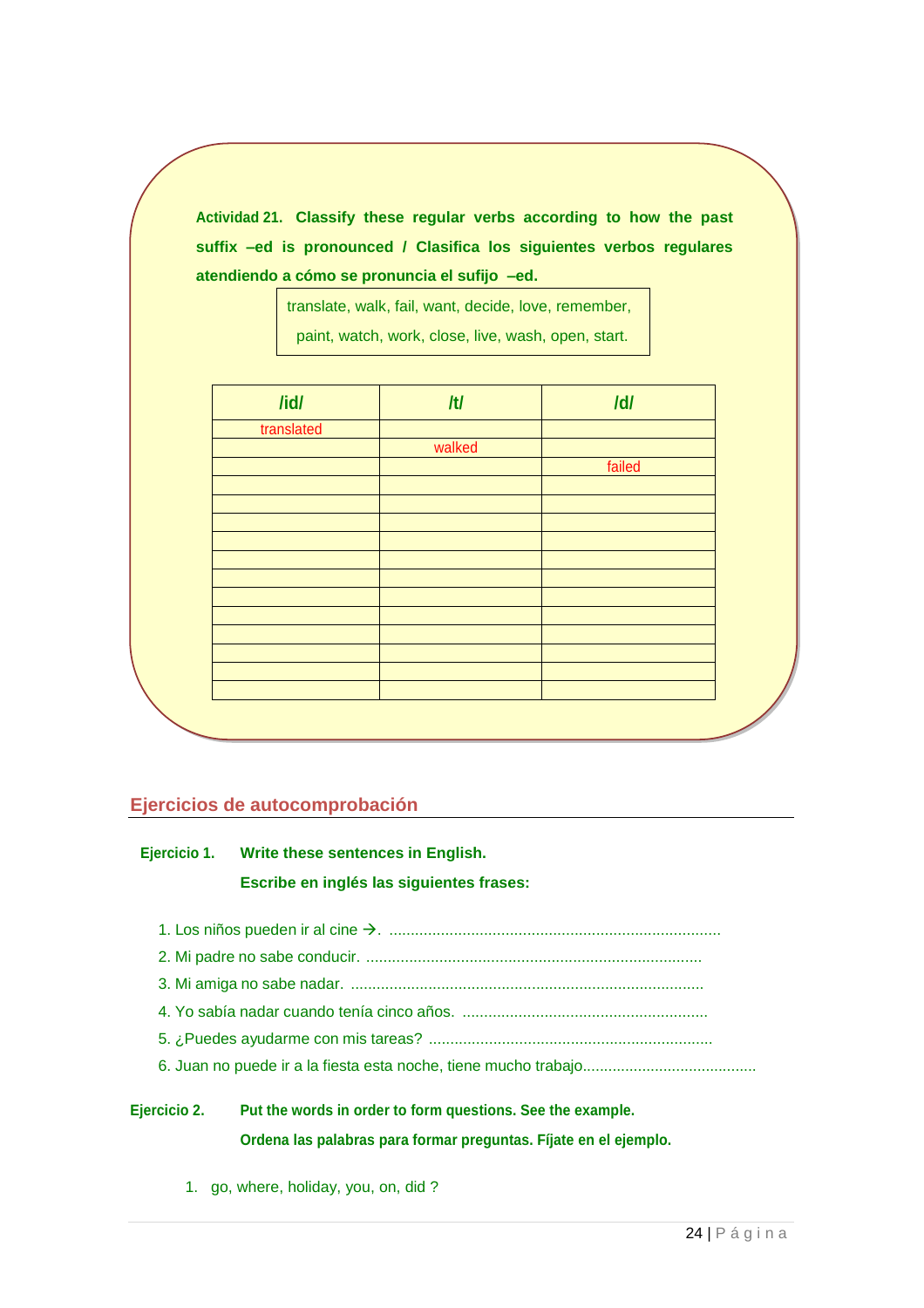**Actividad 21. Classify these regular verbs according to how the past suffix –ed is pronounced / Clasifica los siguientes verbos regulares atendiendo a cómo se pronuncia el sufijo –ed.**

| |
|---|
| translate, walk, fail, want, decide, love, remember, paint, watch, work, close, live, wash, open, start. |

| /id/ | /t/ | /d/ |
|---|---|---|
| translated | | |
| | walked | |
| | | failed |
| | | |
| | | |
| | | |
| | | |
| | | |
| | | |
| | | |
| | | |
| | | |
| | | |
| | | |
| | | |

## Ejercicios de autocomprobación

**Ejercicio 1. Write these sentences in English.**

**Escribe en inglés las siguientes frases:**

1. Los niños pueden ir al cine →. ............................................................................
2. Mi padre no sabe conducir. ..............................................................................
3. Mi amiga no sabe nadar. ..................................................................................
4. Yo sabía nadar cuando tenía cinco años. .........................................................
5. ¿Puedes ayudarme con mis tareas? ..................................................................
6. Juan no puede ir a la fiesta esta noche, tiene mucho trabajo.........................................

**Ejercicio 2. Put the words in order to form questions. See the example.**

**Ordena las palabras para formar preguntas. Fíjate en el ejemplo.**

1. go, where, holiday, you, on, did ?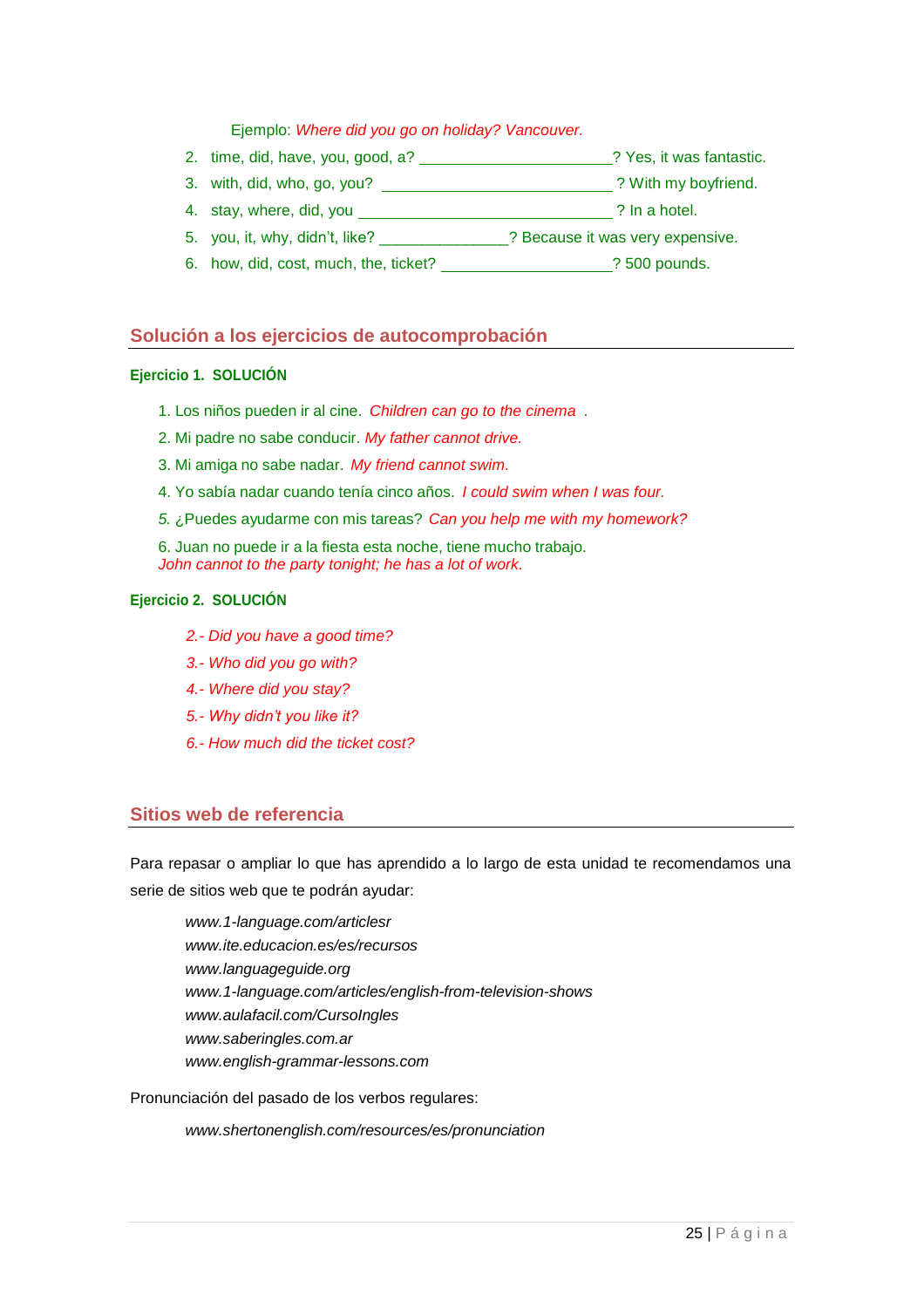Ejemplo: *Where did you go on holiday? Vancouver.*

2. time, did, have, you, good, a? ______________________? Yes, it was fantastic.
3. with, did, who, go, you? __________________________ ? With my boyfriend.
4. stay, where, did, you _____________________________ ? In a hotel.
5. you, it, why, didn't, like? ______________? Because it was very expensive.
6. how, did, cost, much, the, ticket? ___________________? 500 pounds.

## Solución a los ejercicios de autocomprobación

**Ejercicio 1. SOLUCIÓN**

1. Los niños pueden ir al cine. *Children can go to the cinema* .
2. Mi padre no sabe conducir. *My father cannot drive.*
3. Mi amiga no sabe nadar. *My friend cannot swim.*
4. Yo sabía nadar cuando tenía cinco años. *I could swim when I was four.*
5. ¿Puedes ayudarme con mis tareas? *Can you help me with my homework?*
6. Juan no puede ir a la fiesta esta noche, tiene mucho trabajo.
   *John cannot to the party tonight; he has a lot of work.*

**Ejercicio 2. SOLUCIÓN**

*2.- Did you have a good time?*

*3.- Who did you go with?*

*4.- Where did you stay?*

*5.- Why didn't you like it?*

*6.- How much did the ticket cost?*

## Sitios web de referencia

Para repasar o ampliar lo que has aprendido a lo largo de esta unidad te recomendamos una serie de sitios web que te podrán ayudar:

*www.1-language.com/articlesr*
*www.ite.educacion.es/es/recursos*
*www.languageguide.org*
*www.1-language.com/articles/english-from-television-shows*
*www.aulafacil.com/CursoIngles*
*www.saberingles.com.ar*
*www.english-grammar-lessons.com*

Pronunciación del pasado de los verbos regulares:

*www.shertonenglish.com/resources/es/pronunciation*